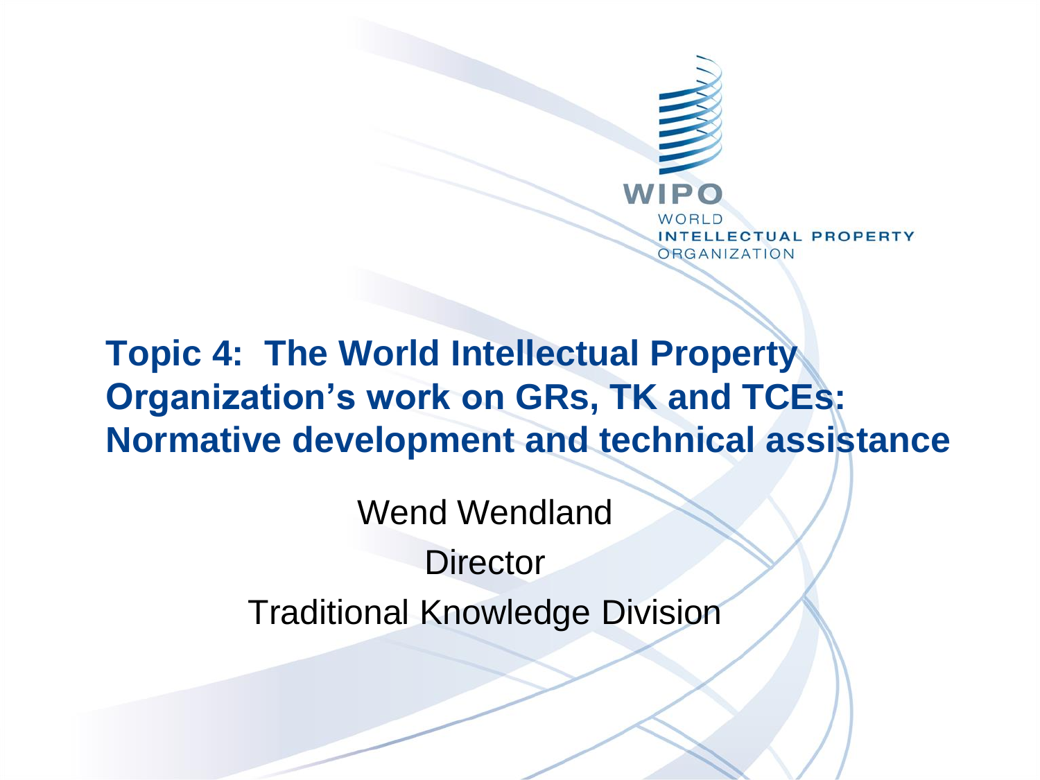WIPO

WORLD
INTELLECTUAL PROPERTY
ORGANIZATION

# Topic 4: The World Intellectual Property Organization's work on GRs, TK and TCEs: Normative development and technical assistance

Wend Wendland

Director

Traditional Knowledge Division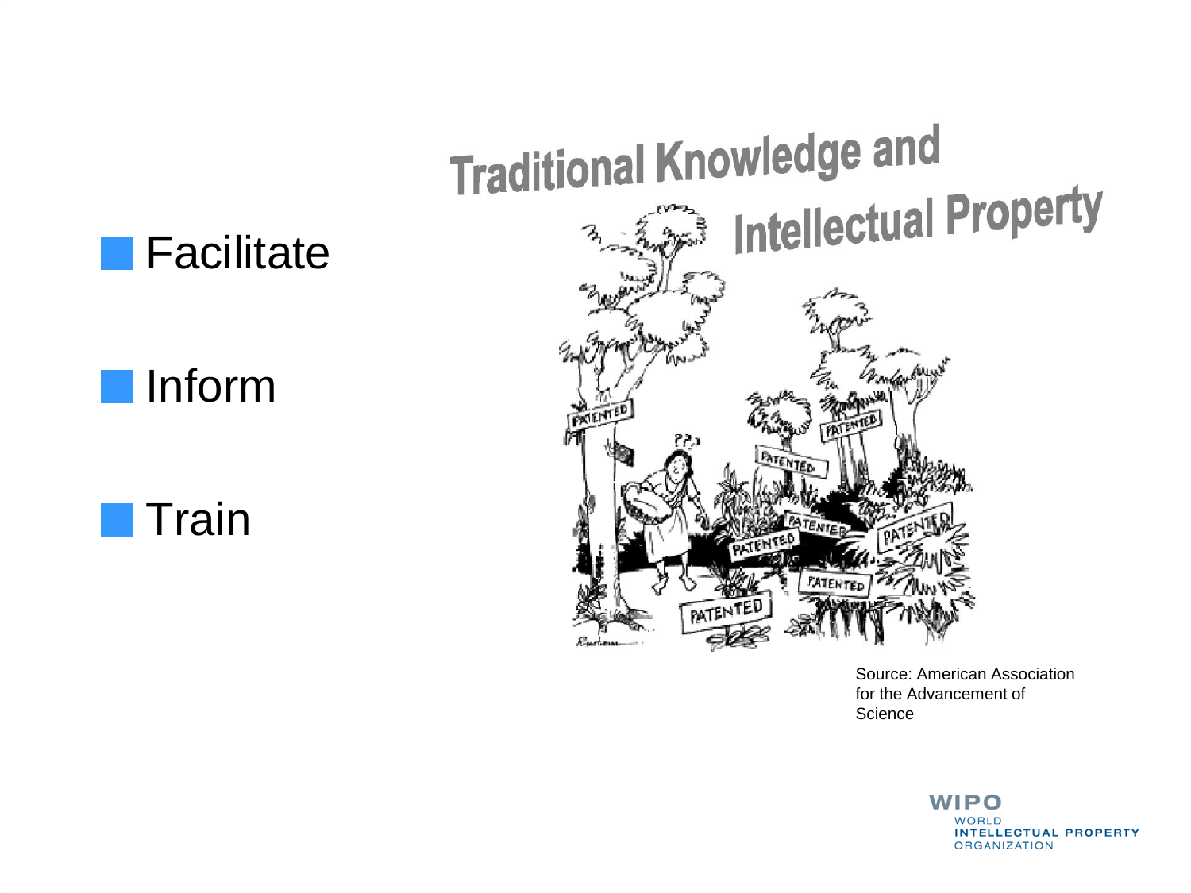- Facilitate
- Inform
- Train

# Traditional Knowledge and Intellectual Property

Source: American Association for the Advancement of Science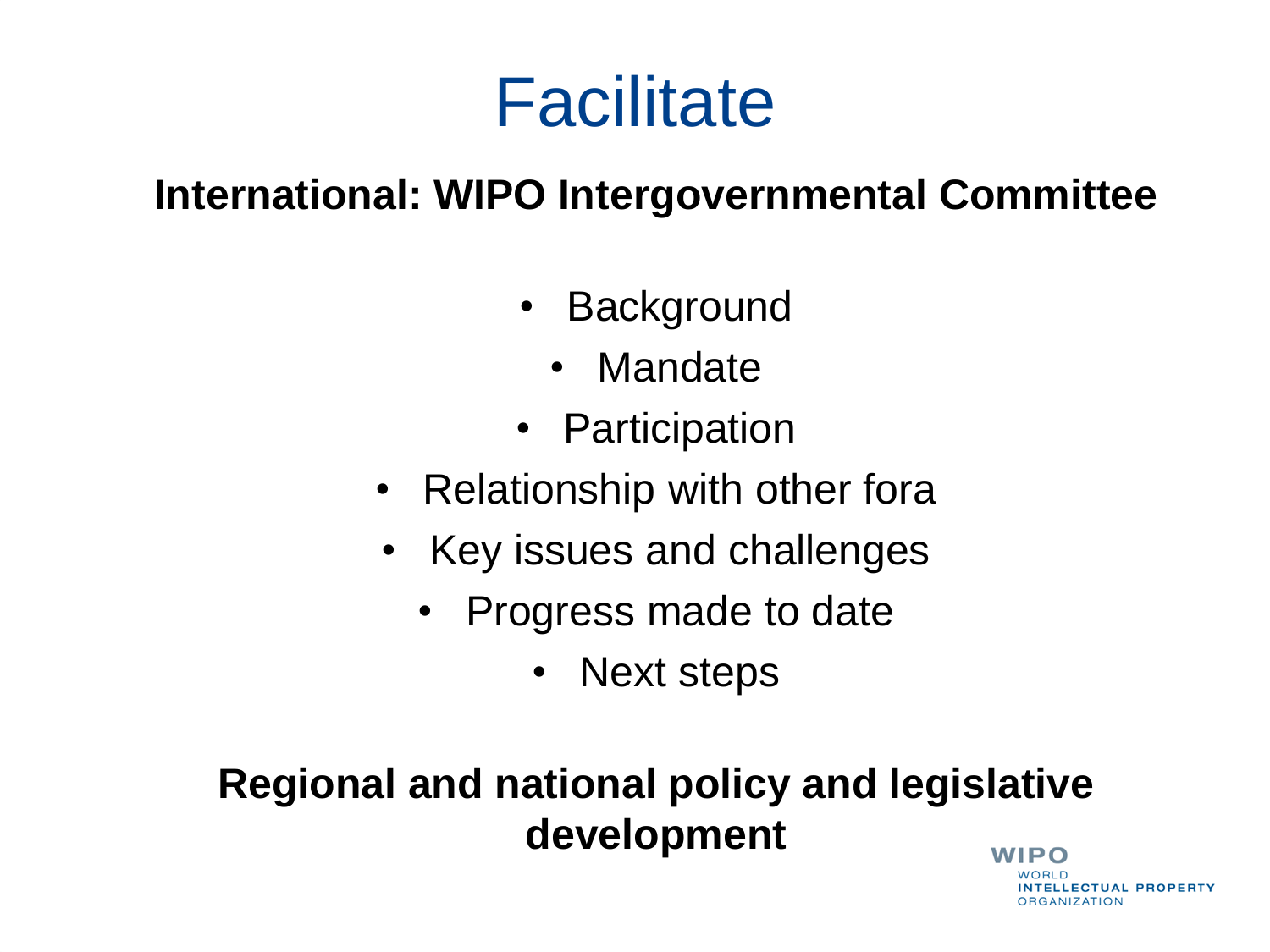# Facilitate

**International: WIPO Intergovernmental Committee**

- Background
- Mandate
- Participation
- Relationship with other fora
- Key issues and challenges
- Progress made to date
- Next steps

**Regional and national policy and legislative development**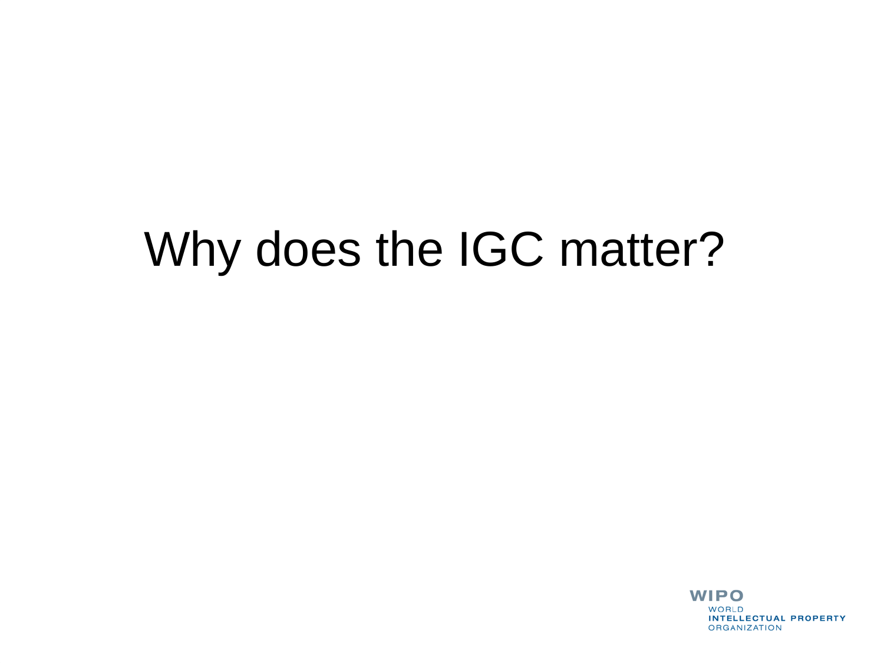# Why does the IGC matter?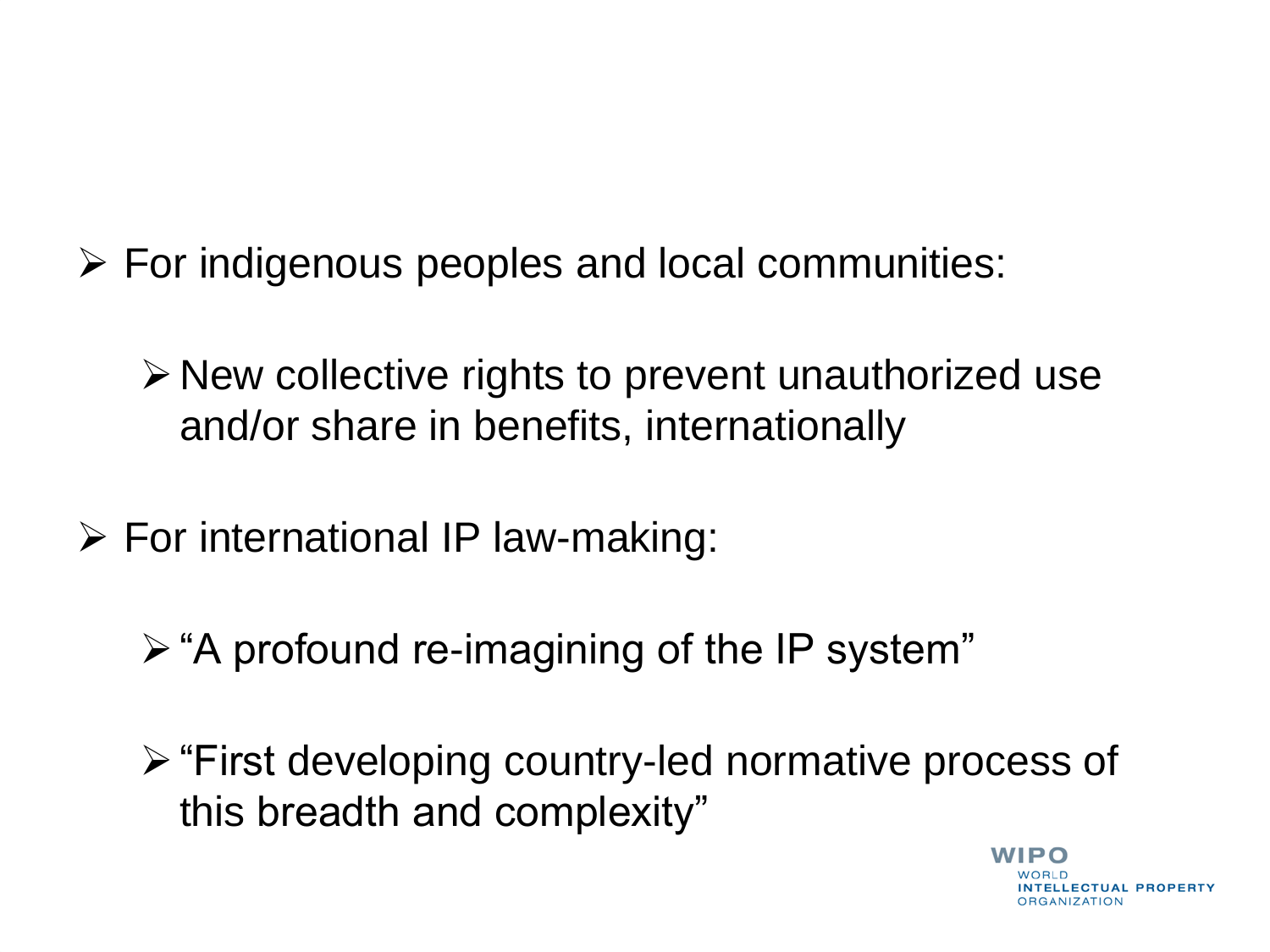- For indigenous peoples and local communities:
  - New collective rights to prevent unauthorized use and/or share in benefits, internationally
- For international IP law-making:
  - "A profound re-imagining of the IP system"
  - "First developing country-led normative process of this breadth and complexity"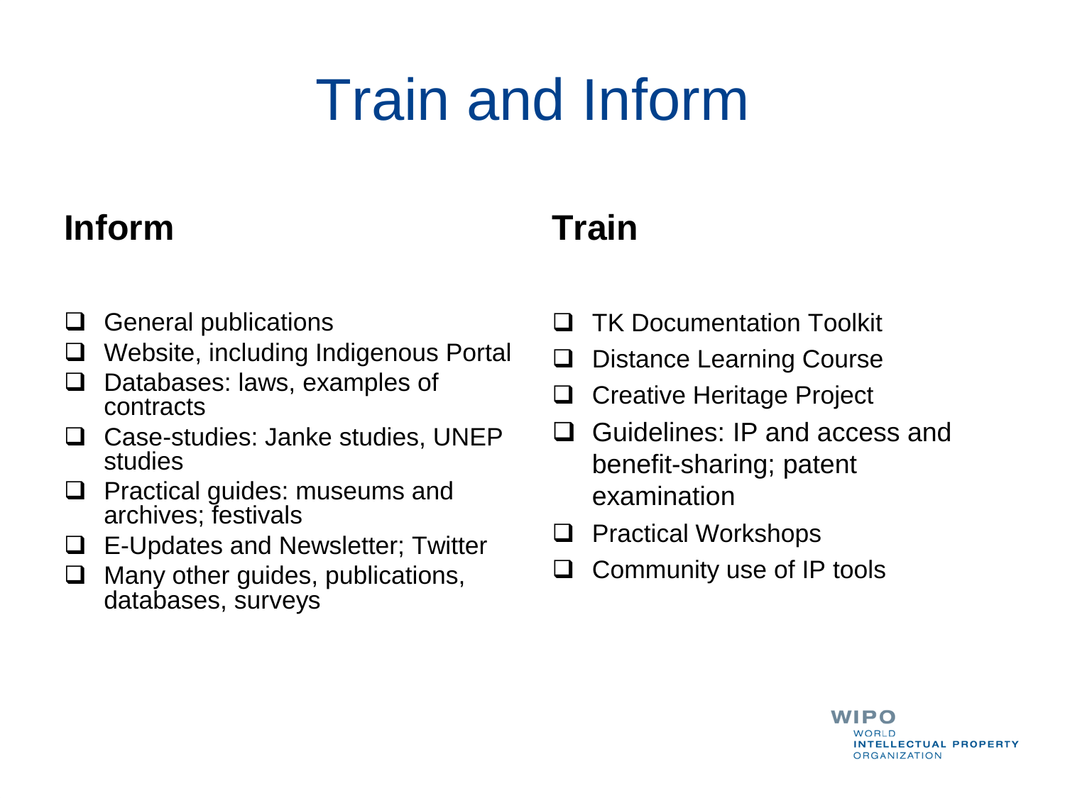# Train and Inform

## Inform

- General publications
- Website, including Indigenous Portal
- Databases: laws, examples of contracts
- Case-studies: Janke studies, UNEP studies
- Practical guides: museums and archives; festivals
- E-Updates and Newsletter; Twitter
- Many other guides, publications, databases, surveys

## Train

- TK Documentation Toolkit
- Distance Learning Course
- Creative Heritage Project
- Guidelines: IP and access and benefit-sharing; patent examination
- Practical Workshops
- Community use of IP tools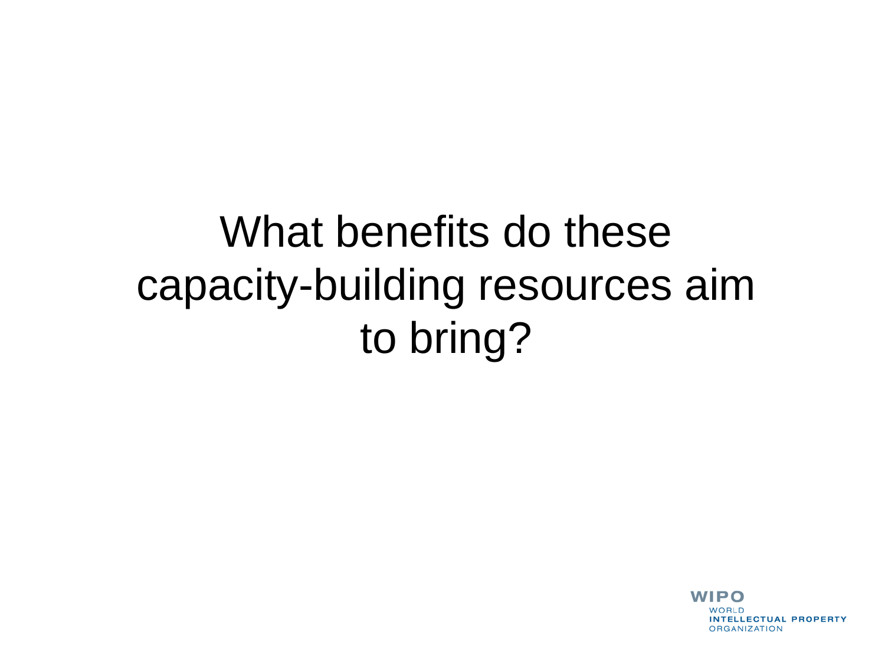# What benefits do these capacity-building resources aim to bring?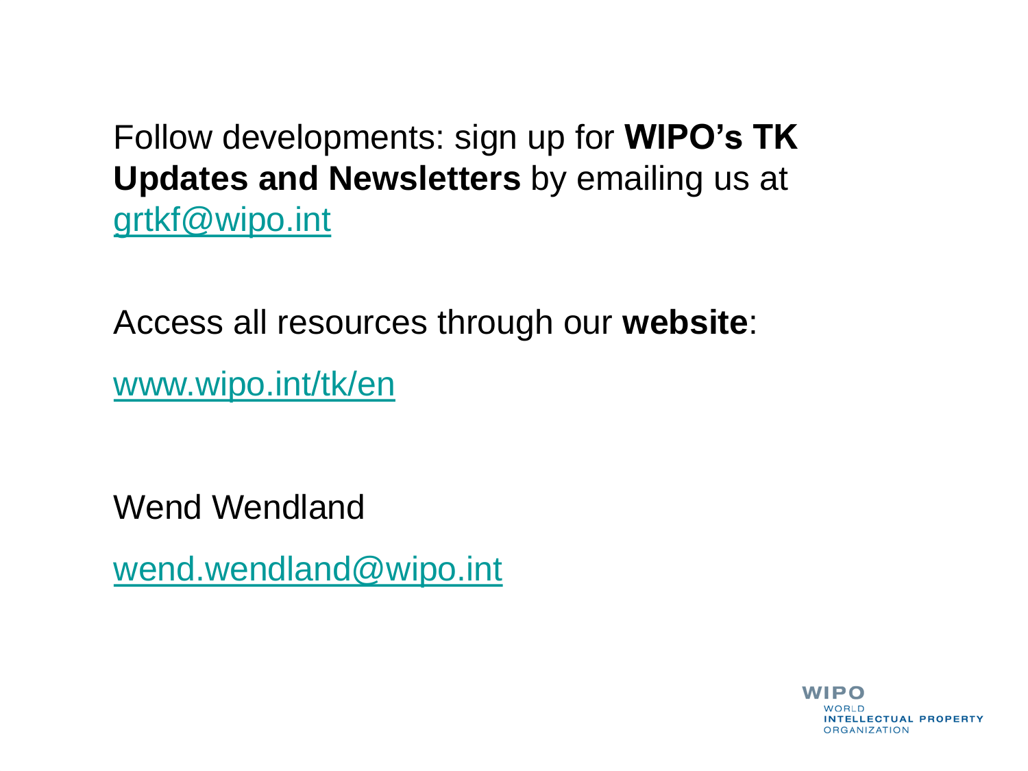Follow developments: sign up for **WIPO's TK Updates and Newsletters** by emailing us at grtkf@wipo.int

Access all resources through our **website**:

www.wipo.int/tk/en

Wend Wendland

wend.wendland@wipo.int

WIPO
WORLD
INTELLECTUAL PROPERTY
ORGANIZATION